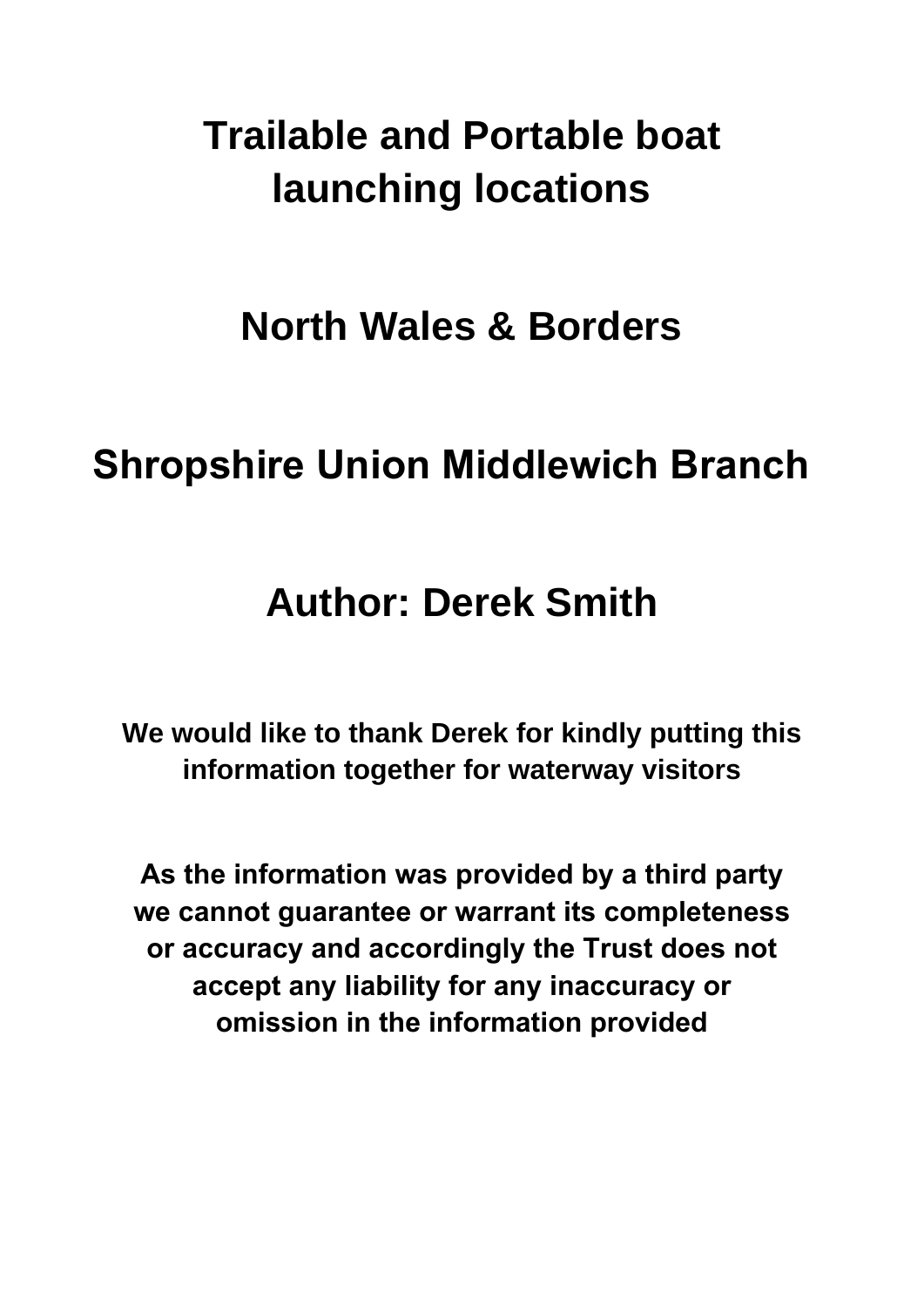# Trailable and Portable boat launching locations

## North Wales & Borders

## Shropshire Union Middlewich Branch

## Author: Derek Smith

**We would like to thank Derek for kindly putting this information together for waterway visitors**

**As the information was provided by a third party we cannot guarantee or warrant its completeness or accuracy and accordingly the Trust does not accept any liability for any inaccuracy or omission in the information provided**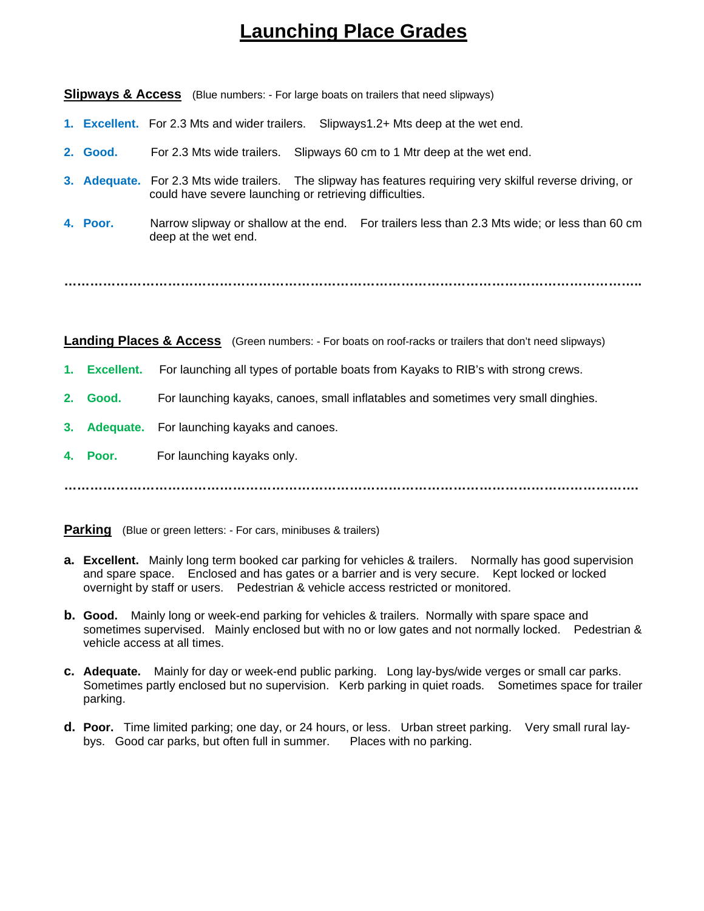# Launching Place Grades

**Slipways & Access** (Blue numbers: - For large boats on trailers that need slipways)

1. **Excellent.** For 2.3 Mts and wider trailers. Slipways1.2+ Mts deep at the wet end.
2. **Good.** For 2.3 Mts wide trailers. Slipways 60 cm to 1 Mtr deep at the wet end.
3. **Adequate.** For 2.3 Mts wide trailers. The slipway has features requiring very skilful reverse driving, or could have severe launching or retrieving difficulties.
4. **Poor.** Narrow slipway or shallow at the end. For trailers less than 2.3 Mts wide; or less than 60 cm deep at the wet end.

…………………………………………………………………………………………………………………

**Landing Places & Access** (Green numbers: - For boats on roof-racks or trailers that don't need slipways)

1. **Excellent.** For launching all types of portable boats from Kayaks to RIB's with strong crews.
2. **Good.** For launching kayaks, canoes, small inflatables and sometimes very small dinghies.
3. **Adequate.** For launching kayaks and canoes.
4. **Poor.** For launching kayaks only.

…………………………………………………………………………………………………………………

**Parking** (Blue or green letters: - For cars, minibuses & trailers)

**a. Excellent.** Mainly long term booked car parking for vehicles & trailers. Normally has good supervision and spare space. Enclosed and has gates or a barrier and is very secure. Kept locked or locked overnight by staff or users. Pedestrian & vehicle access restricted or monitored.

**b. Good.** Mainly long or week-end parking for vehicles & trailers. Normally with spare space and sometimes supervised. Mainly enclosed but with no or low gates and not normally locked. Pedestrian & vehicle access at all times.

**c. Adequate.** Mainly for day or week-end public parking. Long lay-bys/wide verges or small car parks. Sometimes partly enclosed but no supervision. Kerb parking in quiet roads. Sometimes space for trailer parking.

**d. Poor.** Time limited parking; one day, or 24 hours, or less. Urban street parking. Very small rural lay-bys. Good car parks, but often full in summer. Places with no parking.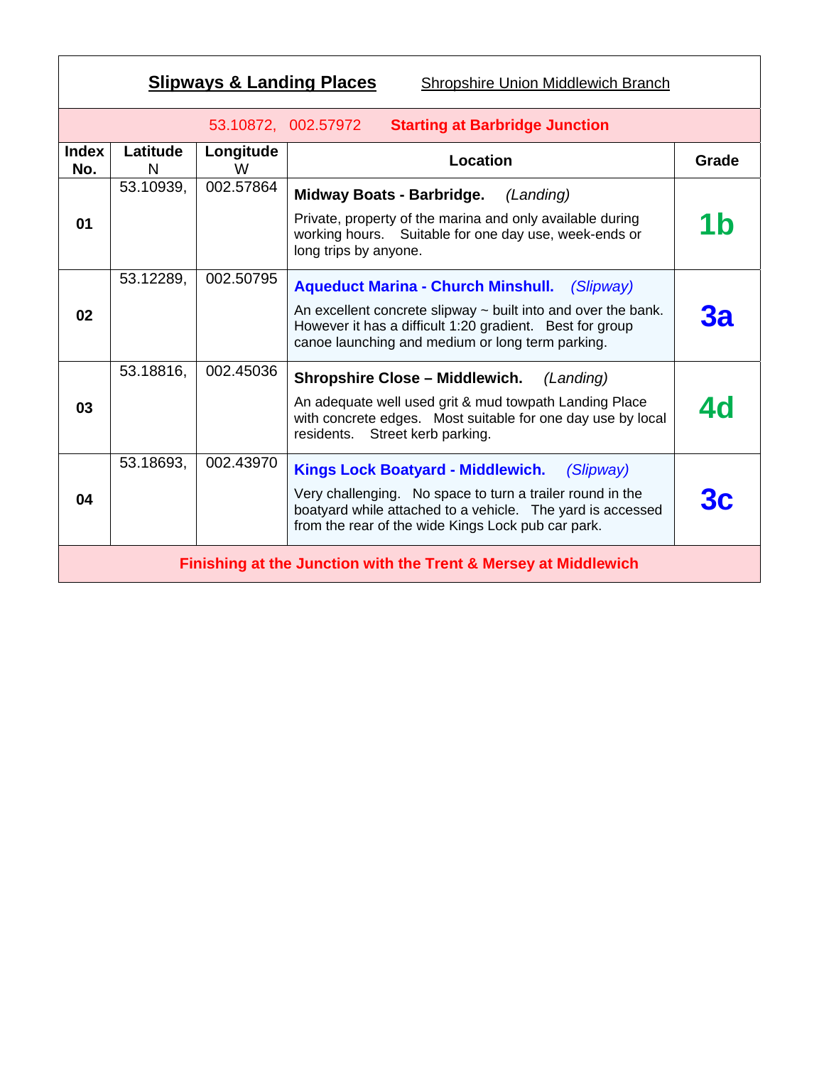## **Slipways & Landing Places** — Shropshire Union Middlewich Branch

| Index No. | Latitude N | Longitude W | Location | Grade |
|---|---|---|---|---|
| | 53.10872, | 002.57972 | **Starting at Barbridge Junction** | |
| 01 | 53.10939, | 002.57864 | **Midway Boats - Barbridge.** *(Landing)* Private, property of the marina and only available during working hours. Suitable for one day use, week-ends or long trips by anyone. | **1b** |
| 02 | 53.12289, | 002.50795 | **Aqueduct Marina - Church Minshull.** *(Slipway)* An excellent concrete slipway ~ built into and over the bank. However it has a difficult 1:20 gradient. Best for group canoe launching and medium or long term parking. | **3a** |
| 03 | 53.18816, | 002.45036 | **Shropshire Close – Middlewich.** *(Landing)* An adequate well used grit & mud towpath Landing Place with concrete edges. Most suitable for one day use by local residents. Street kerb parking. | **4d** |
| 04 | 53.18693, | 002.43970 | **Kings Lock Boatyard - Middlewich.** *(Slipway)* Very challenging. No space to turn a trailer round in the boatyard while attached to a vehicle. The yard is accessed from the rear of the wide Kings Lock pub car park. | **3c** |
| | | | **Finishing at the Junction with the Trent & Mersey at Middlewich** | |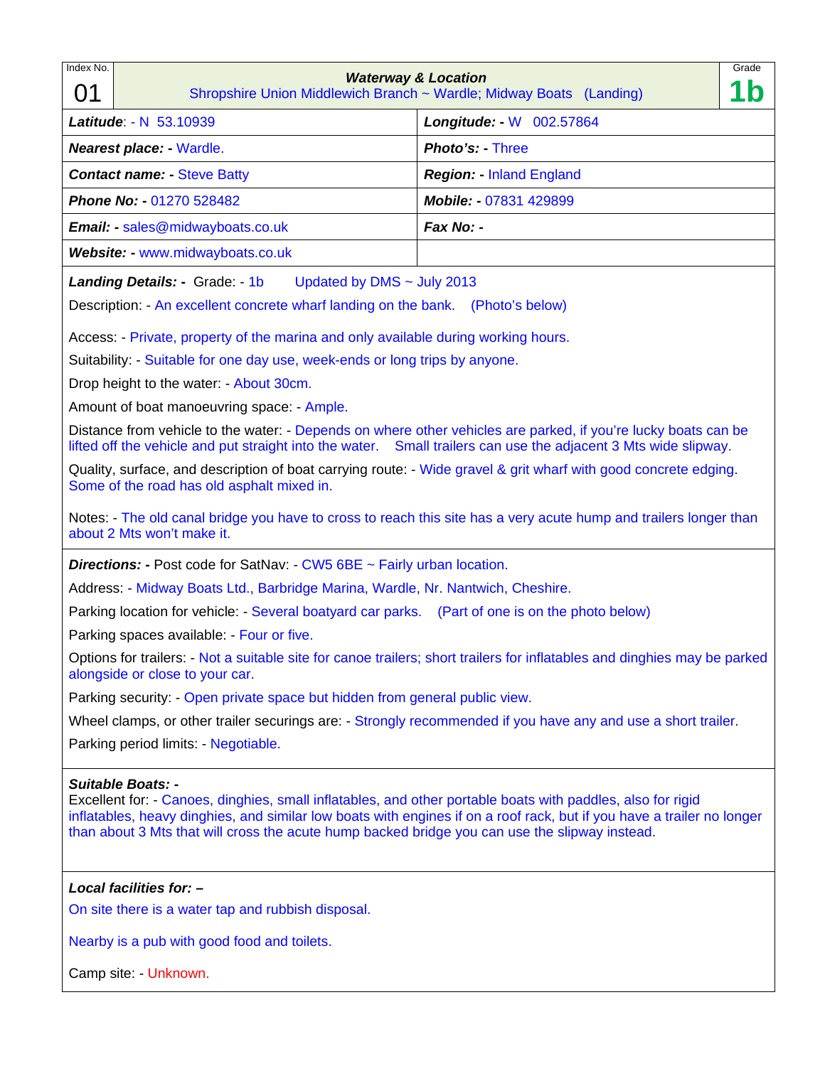| Index No. | Waterway & Location | Grade |
|---|---|---|
| 01 | Shropshire Union Middlewich Branch ~ Wardle; Midway Boats (Landing) | 1b |

| | |
|---|---|
| ***Latitude***: - N 53.10939 | ***Longitude: -*** W 002.57864 |
| ***Nearest place: -*** Wardle. | ***Photo's: -*** Three |
| ***Contact name: -*** Steve Batty | ***Region: -*** Inland England |
| ***Phone No: -*** 01270 528482 | ***Mobile: -*** 07831 429899 |
| ***Email: -*** sales@midwayboats.co.uk | ***Fax No: -*** |
| ***Website: -*** www.midwayboats.co.uk | |

***Landing Details: -*** Grade: - 1b Updated by DMS ~ July 2013

Description: - An excellent concrete wharf landing on the bank. (Photo's below)

Access: - Private, property of the marina and only available during working hours.

Suitability: - Suitable for one day use, week-ends or long trips by anyone.

Drop height to the water: - About 30cm.

Amount of boat manoeuvring space: - Ample.

Distance from vehicle to the water: - Depends on where other vehicles are parked, if you're lucky boats can be lifted off the vehicle and put straight into the water. Small trailers can use the adjacent 3 Mts wide slipway.

Quality, surface, and description of boat carrying route: - Wide gravel & grit wharf with good concrete edging. Some of the road has old asphalt mixed in.

Notes: - The old canal bridge you have to cross to reach this site has a very acute hump and trailers longer than about 2 Mts won't make it.

***Directions: -*** Post code for SatNav: - CW5 6BE ~ Fairly urban location.

Address: - Midway Boats Ltd., Barbridge Marina, Wardle, Nr. Nantwich, Cheshire.

Parking location for vehicle: - Several boatyard car parks. (Part of one is on the photo below)

Parking spaces available: - Four or five.

Options for trailers: - Not a suitable site for canoe trailers; short trailers for inflatables and dinghies may be parked alongside or close to your car.

Parking security: - Open private space but hidden from general public view.

Wheel clamps, or other trailer securings are: - Strongly recommended if you have any and use a short trailer.

Parking period limits: - Negotiable.

***Suitable Boats: -***
Excellent for: - Canoes, dinghies, small inflatables, and other portable boats with paddles, also for rigid inflatables, heavy dinghies, and similar low boats with engines if on a roof rack, but if you have a trailer no longer than about 3 Mts that will cross the acute hump backed bridge you can use the slipway instead.

***Local facilities for: –***

On site there is a water tap and rubbish disposal.

Nearby is a pub with good food and toilets.

Camp site: - Unknown.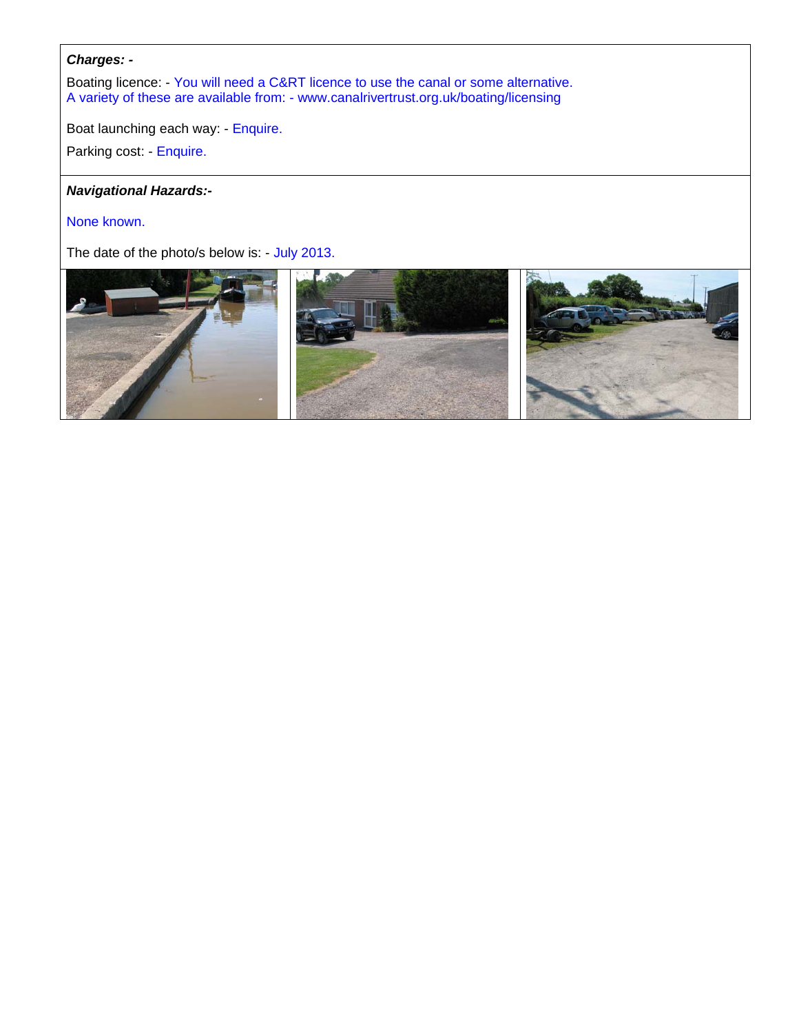***Charges: -***

Boating licence: - You will need a C&RT licence to use the canal or some alternative.
A variety of these are available from: - www.canalrivertrust.org.uk/boating/licensing

Boat launching each way: - Enquire.

Parking cost: - Enquire.

***Navigational Hazards:-***

None known.

The date of the photo/s below is: - July 2013.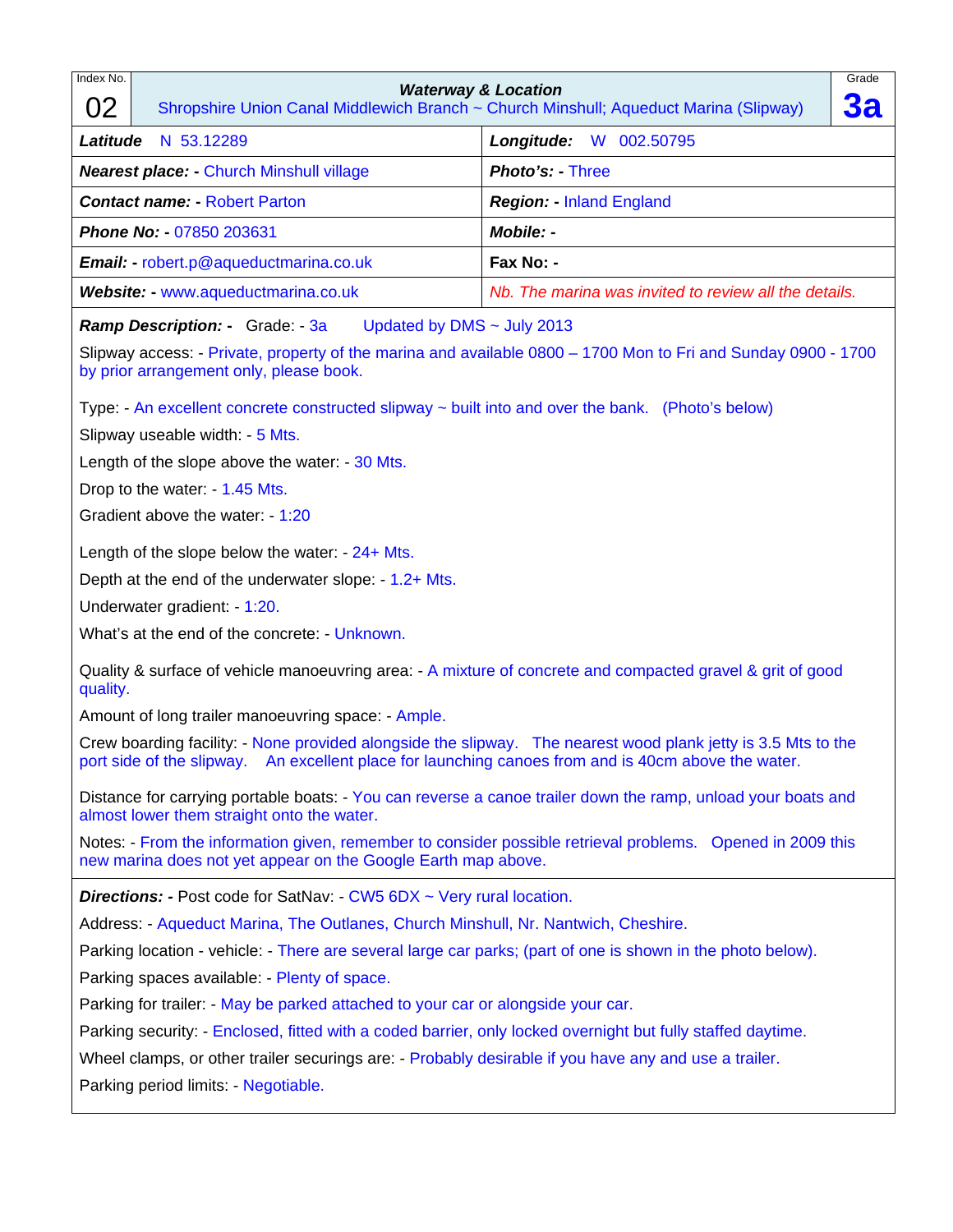| Index No. | Waterway & Location | Grade |
|---|---|---|
| 02 | Shropshire Union Canal Middlewich Branch ~ Church Minshull; Aqueduct Marina (Slipway) | 3a |

| | |
|---|---|
| ***Latitude*** N 53.12289 | ***Longitude:*** W 002.50795 |
| ***Nearest place: -*** Church Minshull village | ***Photo's: -*** Three |
| ***Contact name: -*** Robert Parton | ***Region: -*** Inland England |
| ***Phone No: -*** 07850 203631 | ***Mobile: -*** |
| ***Email: -*** robert.p@aqueductmarina.co.uk | **Fax No: -** |
| ***Website: -*** www.aqueductmarina.co.uk | *Nb. The marina was invited to review all the details.* |

***Ramp Description: -*** Grade: - 3a Updated by DMS ~ July 2013

Slipway access: - Private, property of the marina and available 0800 – 1700 Mon to Fri and Sunday 0900 - 1700 by prior arrangement only, please book.

Type: - An excellent concrete constructed slipway ~ built into and over the bank. (Photo's below)

Slipway useable width: - 5 Mts.

Length of the slope above the water: - 30 Mts.

Drop to the water: - 1.45 Mts.

Gradient above the water: - 1:20

Length of the slope below the water: - 24+ Mts.

Depth at the end of the underwater slope: - 1.2+ Mts.

Underwater gradient: - 1:20.

What's at the end of the concrete: - Unknown.

Quality & surface of vehicle manoeuvring area: - A mixture of concrete and compacted gravel & grit of good quality.

Amount of long trailer manoeuvring space: - Ample.

Crew boarding facility: - None provided alongside the slipway. The nearest wood plank jetty is 3.5 Mts to the port side of the slipway. An excellent place for launching canoes from and is 40cm above the water.

Distance for carrying portable boats: - You can reverse a canoe trailer down the ramp, unload your boats and almost lower them straight onto the water.

Notes: - From the information given, remember to consider possible retrieval problems. Opened in 2009 this new marina does not yet appear on the Google Earth map above.

***Directions: -*** Post code for SatNav: - CW5 6DX ~ Very rural location.

Address: - Aqueduct Marina, The Outlanes, Church Minshull, Nr. Nantwich, Cheshire.

Parking location - vehicle: - There are several large car parks; (part of one is shown in the photo below).

Parking spaces available: - Plenty of space.

Parking for trailer: - May be parked attached to your car or alongside your car.

Parking security: - Enclosed, fitted with a coded barrier, only locked overnight but fully staffed daytime.

Wheel clamps, or other trailer securings are: - Probably desirable if you have any and use a trailer.

Parking period limits: - Negotiable.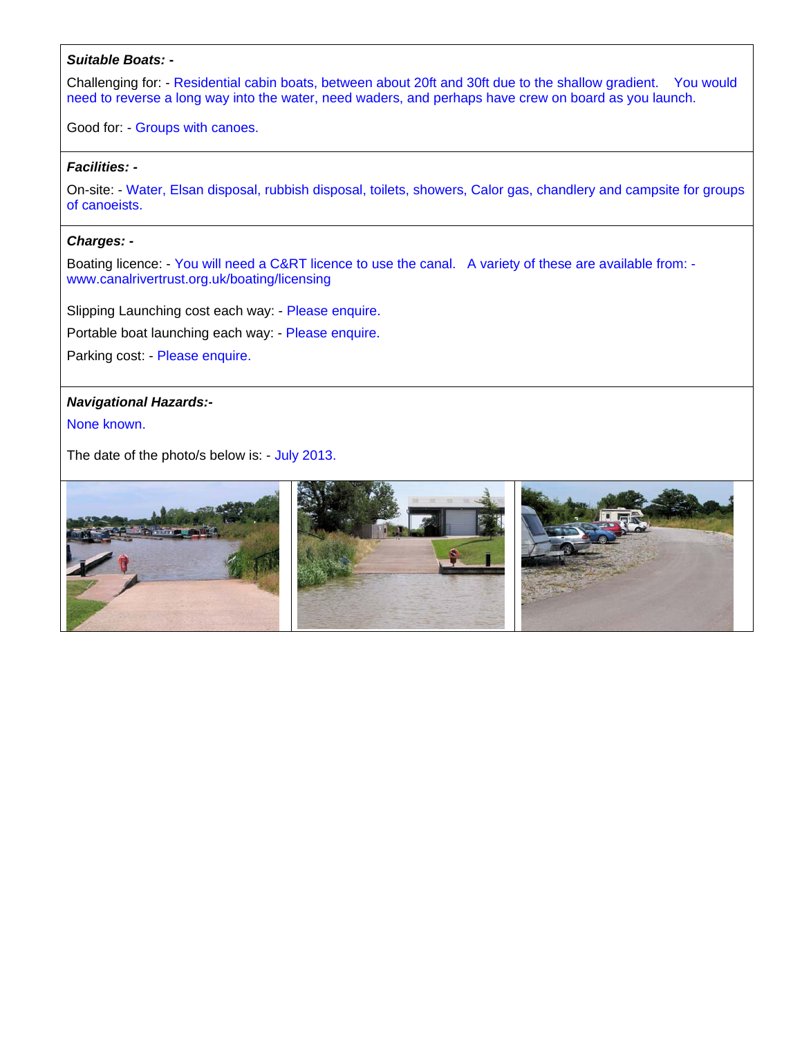***Suitable Boats: -***

Challenging for: - Residential cabin boats, between about 20ft and 30ft due to the shallow gradient. You would need to reverse a long way into the water, need waders, and perhaps have crew on board as you launch.

Good for: - Groups with canoes.

***Facilities: -***

On-site: - Water, Elsan disposal, rubbish disposal, toilets, showers, Calor gas, chandlery and campsite for groups of canoeists.

***Charges: -***

Boating licence: - You will need a C&RT licence to use the canal. A variety of these are available from: - www.canalrivertrust.org.uk/boating/licensing

Slipping Launching cost each way: - Please enquire.

Portable boat launching each way: - Please enquire.

Parking cost: - Please enquire.

***Navigational Hazards:-***

None known.

The date of the photo/s below is: - July 2013.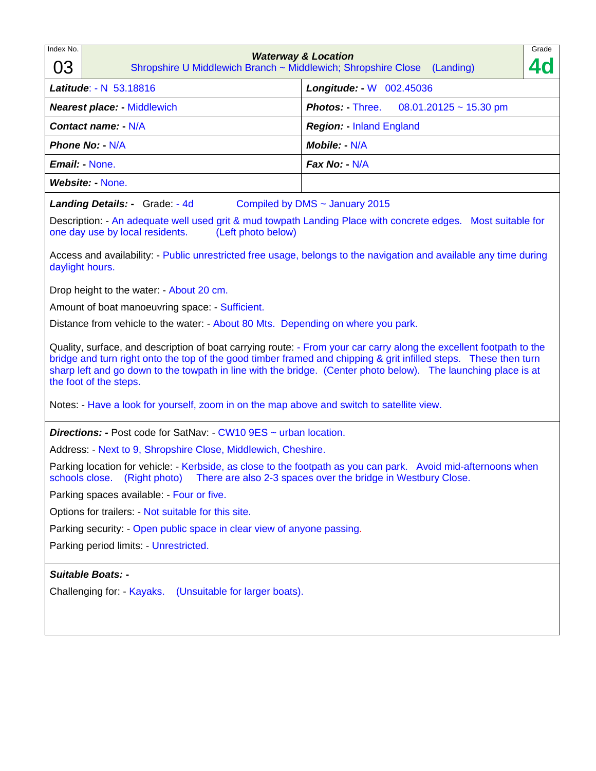| Index No. 03 | **Waterway & Location** Shropshire U Middlewich Branch ~ Middlewich; Shropshire Close (Landing) | Grade **4d** |
|---|---|---|

| | |
|---|---|
| ***Latitude***: - N 53.18816 | ***Longitude: -*** W 002.45036 |
| ***Nearest place: -*** Middlewich | ***Photos: -*** Three. 08.01.20125 ~ 15.30 pm |
| ***Contact name: -*** N/A | ***Region: -*** Inland England |
| ***Phone No: -*** N/A | ***Mobile: -*** N/A |
| ***Email: -*** None. | ***Fax No: -*** N/A |
| ***Website: -*** None. | |

***Landing Details: -*** Grade: - 4d Compiled by DMS ~ January 2015

Description: - An adequate well used grit & mud towpath Landing Place with concrete edges. Most suitable for one day use by local residents. (Left photo below)

Access and availability: - Public unrestricted free usage, belongs to the navigation and available any time during daylight hours.

Drop height to the water: - About 20 cm.

Amount of boat manoeuvring space: - Sufficient.

Distance from vehicle to the water: - About 80 Mts. Depending on where you park.

Quality, surface, and description of boat carrying route: - From your car carry along the excellent footpath to the bridge and turn right onto the top of the good timber framed and chipping & grit infilled steps. These then turn sharp left and go down to the towpath in line with the bridge. (Center photo below). The launching place is at the foot of the steps.

Notes: - Have a look for yourself, zoom in on the map above and switch to satellite view.

***Directions: -*** Post code for SatNav: - CW10 9ES ~ urban location.

Address: - Next to 9, Shropshire Close, Middlewich, Cheshire.

Parking location for vehicle: - Kerbside, as close to the footpath as you can park. Avoid mid-afternoons when schools close. (Right photo) There are also 2-3 spaces over the bridge in Westbury Close.

Parking spaces available: - Four or five.

Options for trailers: - Not suitable for this site.

Parking security: - Open public space in clear view of anyone passing.

Parking period limits: - Unrestricted.

***Suitable Boats: -***

Challenging for: - Kayaks. (Unsuitable for larger boats).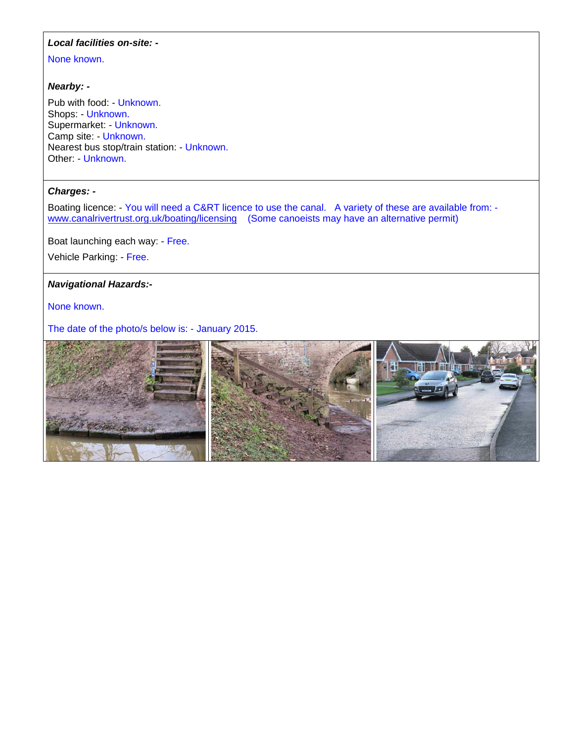***Local facilities on-site: -***

None known.

***Nearby: -***

Pub with food: - Unknown.
Shops: - Unknown.
Supermarket: - Unknown.
Camp site: - Unknown.
Nearest bus stop/train station: - Unknown.
Other: - Unknown.

***Charges: -***

Boating licence: - You will need a C&RT licence to use the canal. A variety of these are available from: - www.canalrivertrust.org.uk/boating/licensing (Some canoeists may have an alternative permit)

Boat launching each way: - Free.

Vehicle Parking: - Free.

***Navigational Hazards:-***

None known.

The date of the photo/s below is: - January 2015.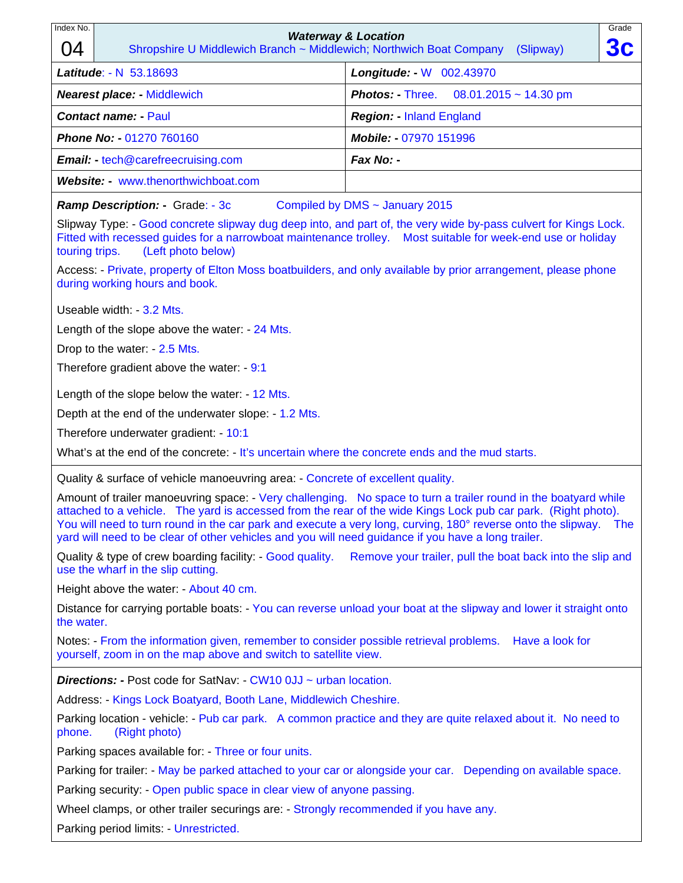| Index No. 04 | **Waterway & Location** Shropshire U Middlewich Branch ~ Middlewich; Northwich Boat Company (Slipway) | Grade **3c** |
|---|---|---|

| | |
|---|---|
| ***Latitude***: - N 53.18693 | ***Longitude: -*** W 002.43970 |
| ***Nearest place: -*** Middlewich | ***Photos: -*** Three. 08.01.2015 ~ 14.30 pm |
| ***Contact name: -*** Paul | ***Region: -*** Inland England |
| ***Phone No: -*** 01270 760160 | ***Mobile: -*** 07970 151996 |
| ***Email: -*** tech@carefreecruising.com | ***Fax No: -*** |
| ***Website: -*** www.thenorthwichboat.com | |

***Ramp Description: -*** Grade: - 3c Compiled by DMS ~ January 2015

Slipway Type: - Good concrete slipway dug deep into, and part of, the very wide by-pass culvert for Kings Lock. Fitted with recessed guides for a narrowboat maintenance trolley. Most suitable for week-end use or holiday touring trips. (Left photo below)

Access: - Private, property of Elton Moss boatbuilders, and only available by prior arrangement, please phone during working hours and book.

Useable width: - 3.2 Mts.

Length of the slope above the water: - 24 Mts.

Drop to the water: - 2.5 Mts.

Therefore gradient above the water: - 9:1

Length of the slope below the water: - 12 Mts.

Depth at the end of the underwater slope: - 1.2 Mts.

Therefore underwater gradient: - 10:1

What's at the end of the concrete: - It's uncertain where the concrete ends and the mud starts.

Quality & surface of vehicle manoeuvring area: - Concrete of excellent quality.

Amount of trailer manoeuvring space: - Very challenging. No space to turn a trailer round in the boatyard while attached to a vehicle. The yard is accessed from the rear of the wide Kings Lock pub car park. (Right photo). You will need to turn round in the car park and execute a very long, curving, 180° reverse onto the slipway. The yard will need to be clear of other vehicles and you will need guidance if you have a long trailer.

Quality & type of crew boarding facility: - Good quality. Remove your trailer, pull the boat back into the slip and use the wharf in the slip cutting.

Height above the water: - About 40 cm.

Distance for carrying portable boats: - You can reverse unload your boat at the slipway and lower it straight onto the water.

Notes: - From the information given, remember to consider possible retrieval problems. Have a look for yourself, zoom in on the map above and switch to satellite view.

***Directions: -*** Post code for SatNav: - CW10 0JJ ~ urban location.

Address: - Kings Lock Boatyard, Booth Lane, Middlewich Cheshire.

Parking location - vehicle: - Pub car park. A common practice and they are quite relaxed about it. No need to phone. (Right photo)

Parking spaces available for: - Three or four units.

Parking for trailer: - May be parked attached to your car or alongside your car. Depending on available space.

Parking security: - Open public space in clear view of anyone passing.

Wheel clamps, or other trailer securings are: - Strongly recommended if you have any.

Parking period limits: - Unrestricted.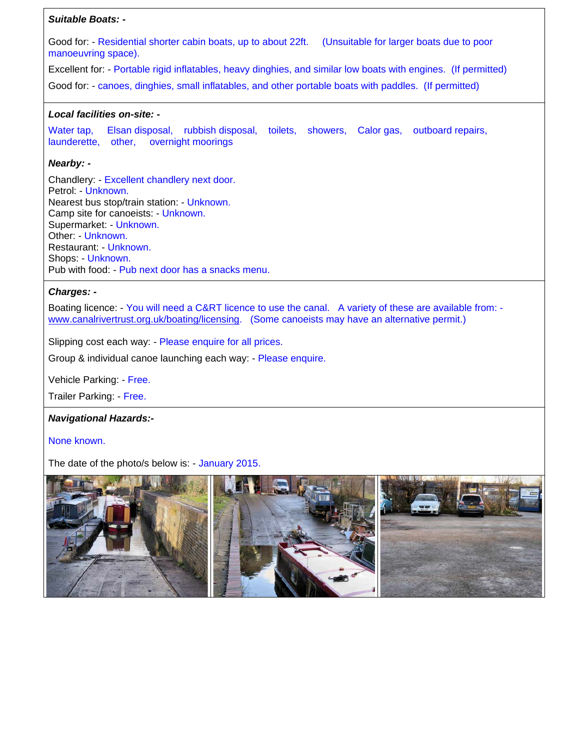***Suitable Boats: -***

Good for: - Residential shorter cabin boats, up to about 22ft. (Unsuitable for larger boats due to poor manoeuvring space).

Excellent for: - Portable rigid inflatables, heavy dinghies, and similar low boats with engines. (If permitted)

Good for: - canoes, dinghies, small inflatables, and other portable boats with paddles. (If permitted)

***Local facilities on-site: -***

Water tap, Elsan disposal, rubbish disposal, toilets, showers, Calor gas, outboard repairs, launderette, other, overnight moorings

***Nearby: -***

Chandlery: - Excellent chandlery next door.
Petrol: - Unknown.
Nearest bus stop/train station: - Unknown.
Camp site for canoeists: - Unknown.
Supermarket: - Unknown.
Other: - Unknown.
Restaurant: - Unknown.
Shops: - Unknown.
Pub with food: - Pub next door has a snacks menu.

***Charges: -***

Boating licence: - You will need a C&RT licence to use the canal. A variety of these are available from: - www.canalrivertrust.org.uk/boating/licensing. (Some canoeists may have an alternative permit.)

Slipping cost each way: - Please enquire for all prices.

Group & individual canoe launching each way: - Please enquire.

Vehicle Parking: - Free.

Trailer Parking: - Free.

***Navigational Hazards:-***

None known.

The date of the photo/s below is: - January 2015.